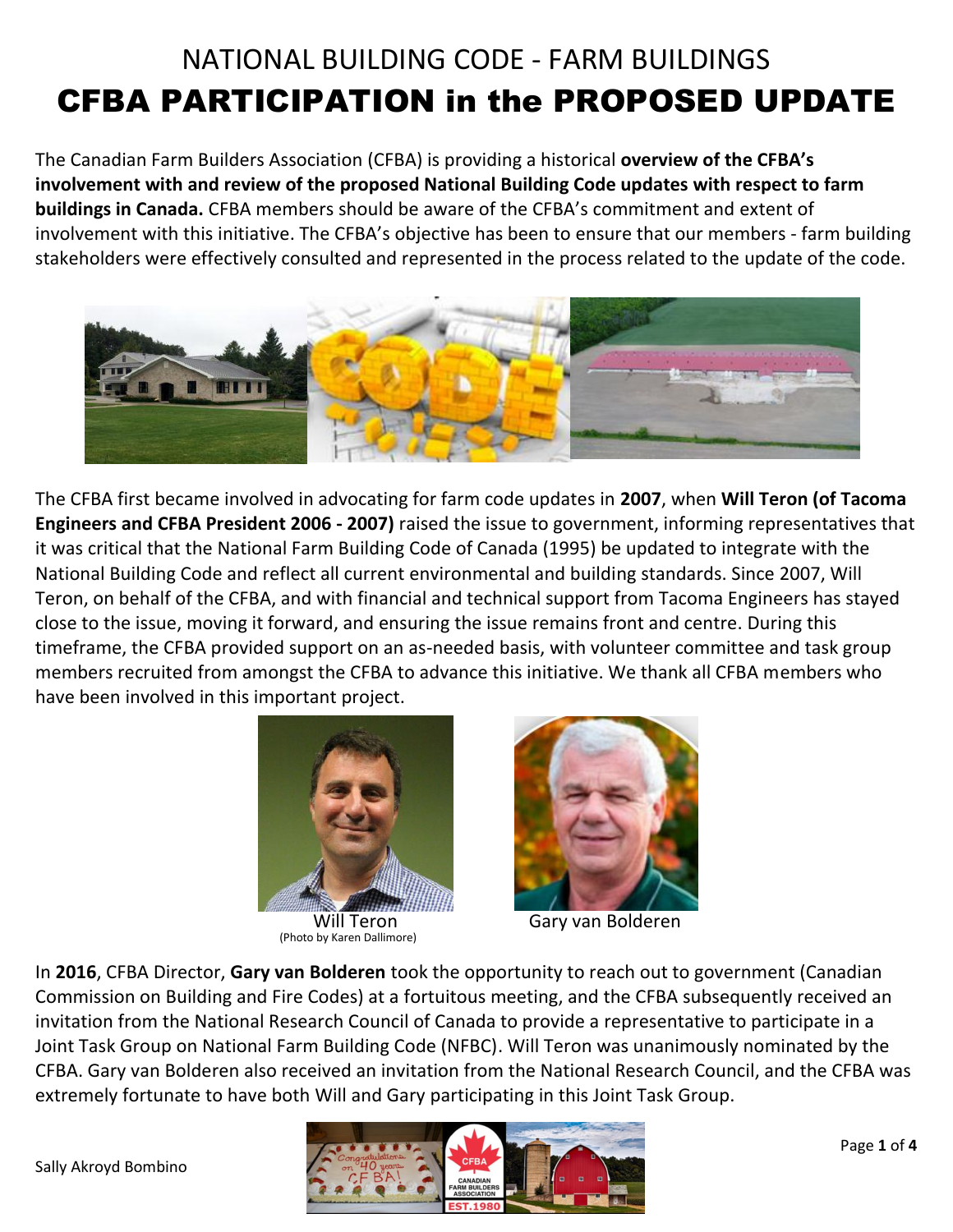# NATIONAL BUILDING CODE - FARM BUILDINGS

# CFBA PARTICIPATION in the PROPOSED UPDATE

The Canadian Farm Builders Association (CFBA) is providing a historical **overview of the CFBA's involvement with and review of the proposed National Building Code updates with respect to farm buildings in Canada.** CFBA members should be aware of the CFBA's commitment and extent of involvement with this initiative. The CFBA's objective has been to ensure that our members - farm building stakeholders were effectively consulted and represented in the process related to the update of the code.

The CFBA first became involved in advocating for farm code updates in **2007**, when **Will Teron (of Tacoma Engineers and CFBA President 2006 - 2007)** raised the issue to government, informing representatives that it was critical that the National Farm Building Code of Canada (1995) be updated to integrate with the National Building Code and reflect all current environmental and building standards. Since 2007, Will Teron, on behalf of the CFBA, and with financial and technical support from Tacoma Engineers has stayed close to the issue, moving it forward, and ensuring the issue remains front and centre. During this timeframe, the CFBA provided support on an as-needed basis, with volunteer committee and task group members recruited from amongst the CFBA to advance this initiative. We thank all CFBA members who have been involved in this important project.

Will Teron
(Photo by Karen Dallimore)

Gary van Bolderen

In **2016**, CFBA Director, **Gary van Bolderen** took the opportunity to reach out to government (Canadian Commission on Building and Fire Codes) at a fortuitous meeting, and the CFBA subsequently received an invitation from the National Research Council of Canada to provide a representative to participate in a Joint Task Group on National Farm Building Code (NFBC). Will Teron was unanimously nominated by the CFBA. Gary van Bolderen also received an invitation from the National Research Council, and the CFBA was extremely fortunate to have both Will and Gary participating in this Joint Task Group.

Sally Akroyd Bombino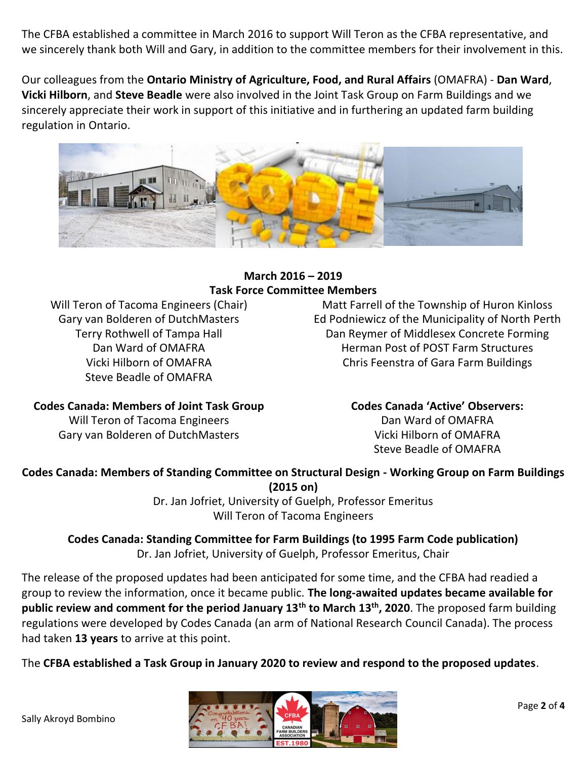The CFBA established a committee in March 2016 to support Will Teron as the CFBA representative, and we sincerely thank both Will and Gary, in addition to the committee members for their involvement in this.

Our colleagues from the **Ontario Ministry of Agriculture, Food, and Rural Affairs** (OMAFRA) - **Dan Ward**, **Vicki Hilborn**, and **Steve Beadle** were also involved in the Joint Task Group on Farm Buildings and we sincerely appreciate their work in support of this initiative and in furthering an updated farm building regulation in Ontario.

**March 2016 – 2019**
**Task Force Committee Members**

Will Teron of Tacoma Engineers (Chair)
Gary van Bolderen of DutchMasters
Terry Rothwell of Tampa Hall
Dan Ward of OMAFRA
Vicki Hilborn of OMAFRA
Steve Beadle of OMAFRA

Matt Farrell of the Township of Huron Kinloss
Ed Podniewicz of the Municipality of North Perth
Dan Reymer of Middlesex Concrete Forming
Herman Post of POST Farm Structures
Chris Feenstra of Gara Farm Buildings

**Codes Canada: Members of Joint Task Group**

Will Teron of Tacoma Engineers
Gary van Bolderen of DutchMasters

**Codes Canada 'Active' Observers:**

Dan Ward of OMAFRA
Vicki Hilborn of OMAFRA
Steve Beadle of OMAFRA

**Codes Canada: Members of Standing Committee on Structural Design - Working Group on Farm Buildings (2015 on)**

Dr. Jan Jofriet, University of Guelph, Professor Emeritus
Will Teron of Tacoma Engineers

**Codes Canada: Standing Committee for Farm Buildings (to 1995 Farm Code publication)**

Dr. Jan Jofriet, University of Guelph, Professor Emeritus, Chair

The release of the proposed updates had been anticipated for some time, and the CFBA had readied a group to review the information, once it became public. **The long-awaited updates became available for public review and comment for the period January 13th to March 13th, 2020**. The proposed farm building regulations were developed by Codes Canada (an arm of National Research Council Canada). The process had taken **13 years** to arrive at this point.

The **CFBA established a Task Group in January 2020 to review and respond to the proposed updates**.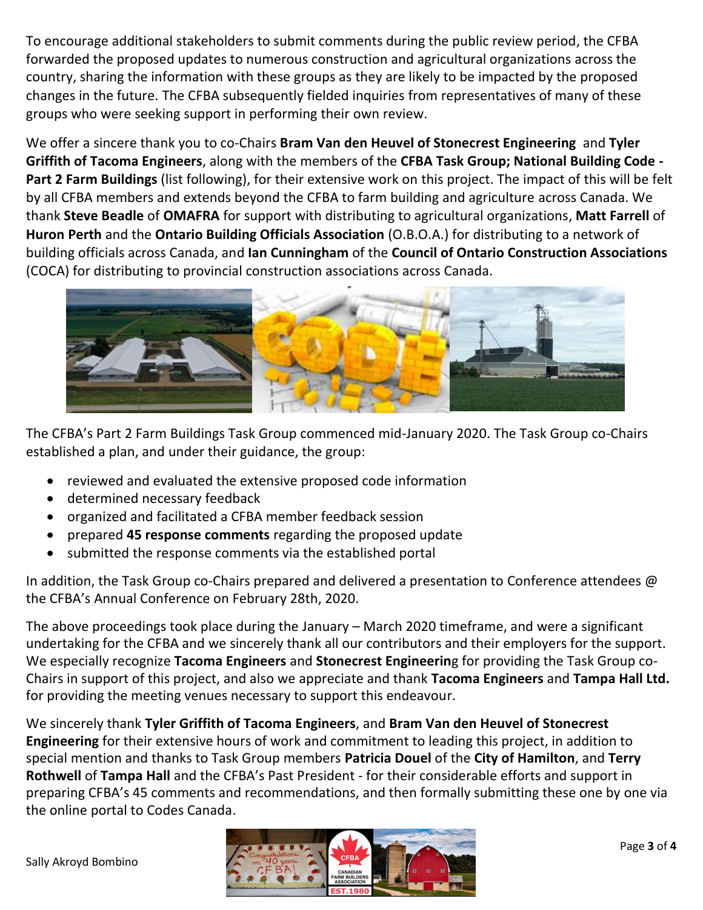To encourage additional stakeholders to submit comments during the public review period, the CFBA forwarded the proposed updates to numerous construction and agricultural organizations across the country, sharing the information with these groups as they are likely to be impacted by the proposed changes in the future. The CFBA subsequently fielded inquiries from representatives of many of these groups who were seeking support in performing their own review.

We offer a sincere thank you to co-Chairs **Bram Van den Heuvel of Stonecrest Engineering** and **Tyler Griffith of Tacoma Engineers**, along with the members of the **CFBA Task Group; National Building Code - Part 2 Farm Buildings** (list following), for their extensive work on this project. The impact of this will be felt by all CFBA members and extends beyond the CFBA to farm building and agriculture across Canada. We thank **Steve Beadle** of **OMAFRA** for support with distributing to agricultural organizations, **Matt Farrell** of **Huron Perth** and the **Ontario Building Officials Association** (O.B.O.A.) for distributing to a network of building officials across Canada, and **Ian Cunningham** of the **Council of Ontario Construction Associations** (COCA) for distributing to provincial construction associations across Canada.

The CFBA's Part 2 Farm Buildings Task Group commenced mid-January 2020. The Task Group co-Chairs established a plan, and under their guidance, the group:

- reviewed and evaluated the extensive proposed code information
- determined necessary feedback
- organized and facilitated a CFBA member feedback session
- prepared **45 response comments** regarding the proposed update
- submitted the response comments via the established portal

In addition, the Task Group co-Chairs prepared and delivered a presentation to Conference attendees @ the CFBA's Annual Conference on February 28th, 2020.

The above proceedings took place during the January – March 2020 timeframe, and were a significant undertaking for the CFBA and we sincerely thank all our contributors and their employers for the support. We especially recognize **Tacoma Engineers** and **Stonecrest Engineerin**g for providing the Task Group co-Chairs in support of this project, and also we appreciate and thank **Tacoma Engineers** and **Tampa Hall Ltd.** for providing the meeting venues necessary to support this endeavour.

We sincerely thank **Tyler Griffith of Tacoma Engineers**, and **Bram Van den Heuvel of Stonecrest Engineering** for their extensive hours of work and commitment to leading this project, in addition to special mention and thanks to Task Group members **Patricia Douel** of the **City of Hamilton**, and **Terry Rothwell** of **Tampa Hall** and the CFBA's Past President - for their considerable efforts and support in preparing CFBA's 45 comments and recommendations, and then formally submitting these one by one via the online portal to Codes Canada.

Sally Akroyd Bombino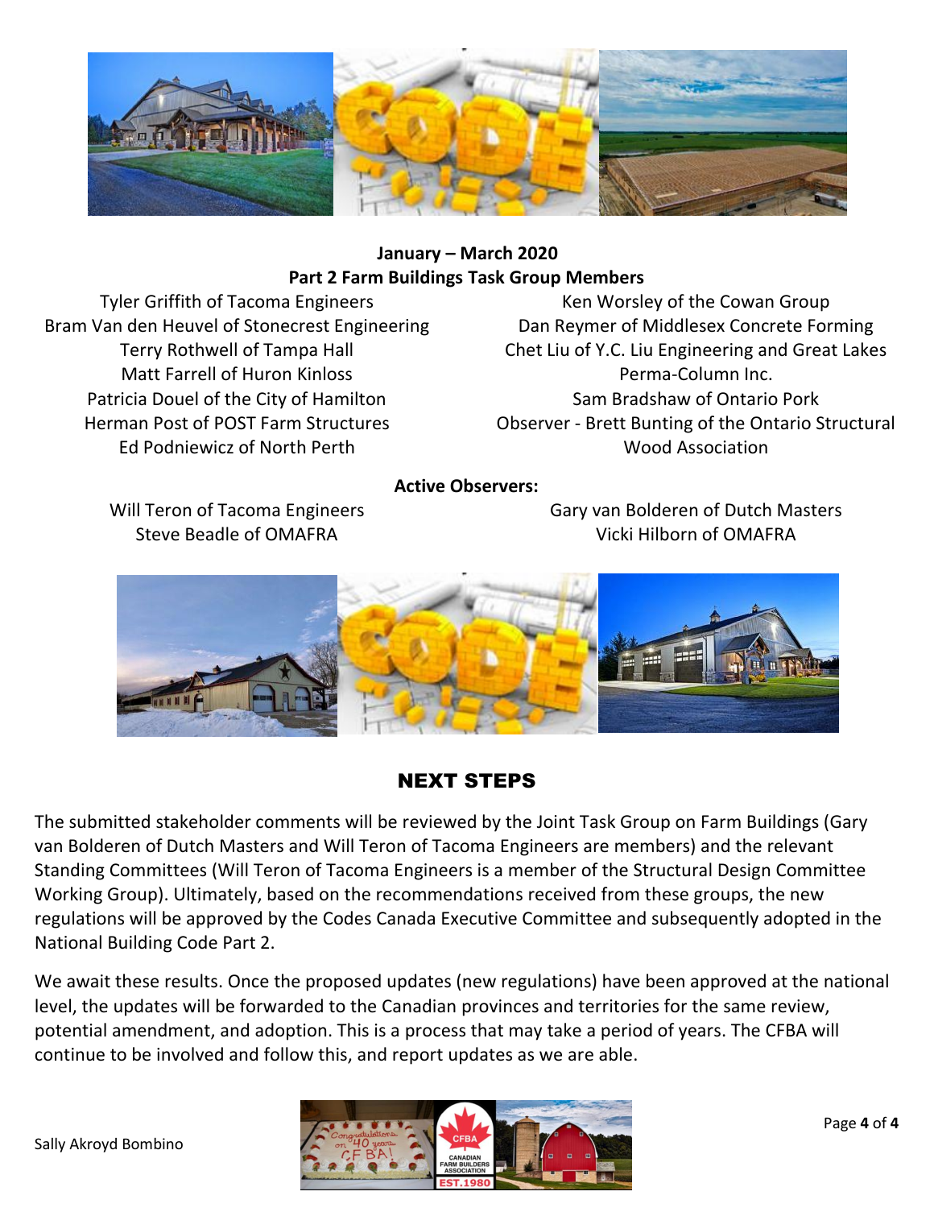**January – March 2020**
**Part 2 Farm Buildings Task Group Members**

Tyler Griffith of Tacoma Engineers
Bram Van den Heuvel of Stonecrest Engineering
Terry Rothwell of Tampa Hall
Matt Farrell of Huron Kinloss
Patricia Douel of the City of Hamilton
Herman Post of POST Farm Structures
Ed Podniewicz of North Perth
Ken Worsley of the Cowan Group
Dan Reymer of Middlesex Concrete Forming
Chet Liu of Y.C. Liu Engineering and Great Lakes Perma-Column Inc.
Sam Bradshaw of Ontario Pork
Observer - Brett Bunting of the Ontario Structural Wood Association

**Active Observers:**

Will Teron of Tacoma Engineers
Steve Beadle of OMAFRA
Gary van Bolderen of Dutch Masters
Vicki Hilborn of OMAFRA

## NEXT STEPS

The submitted stakeholder comments will be reviewed by the Joint Task Group on Farm Buildings (Gary van Bolderen of Dutch Masters and Will Teron of Tacoma Engineers are members) and the relevant Standing Committees (Will Teron of Tacoma Engineers is a member of the Structural Design Committee Working Group). Ultimately, based on the recommendations received from these groups, the new regulations will be approved by the Codes Canada Executive Committee and subsequently adopted in the National Building Code Part 2.

We await these results. Once the proposed updates (new regulations) have been approved at the national level, the updates will be forwarded to the Canadian provinces and territories for the same review, potential amendment, and adoption. This is a process that may take a period of years. The CFBA will continue to be involved and follow this, and report updates as we are able.

Sally Akroyd Bombino